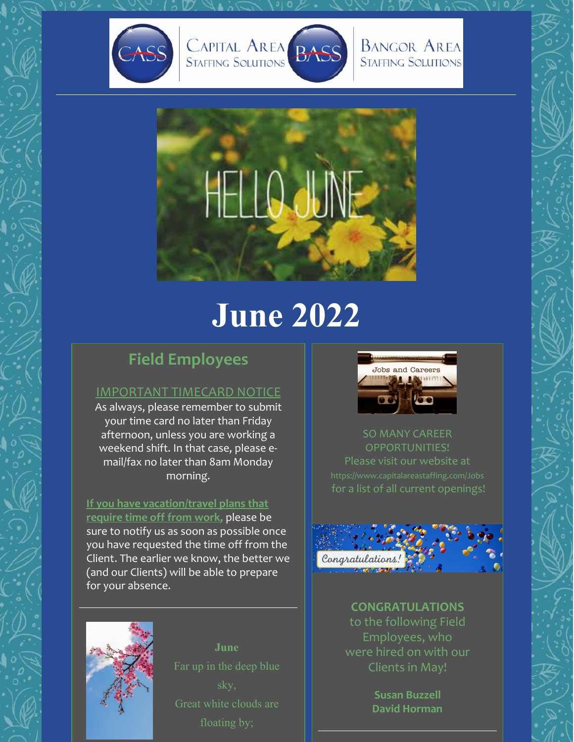# June 2022

## Field Employees

IMPORTANT TIMECARD NOTICE

As always, please remember to submit your time card no later than Friday afternoon, unless you are working a weekend shift. In that case, please e-mail/fax no later than 8am Monday morning.

**If you have vacation/travel plans that require time off from work,** please be sure to notify us as soon as possible once you have requested the time off from the Client. The earlier we know, the better we (and our Clients) will be able to prepare for your absence.

---

**June**

Far up in the deep blue sky,
Great white clouds are floating by;

---

SO MANY CAREER OPPORTUNITIES!
Please visit our website at https://www.capitalareastaffing.com/Jobs for a list of all current openings!

**CONGRATULATIONS**
to the following Field Employees, who were hired on with our Clients in May!

**Susan Buzzell**
**David Horman**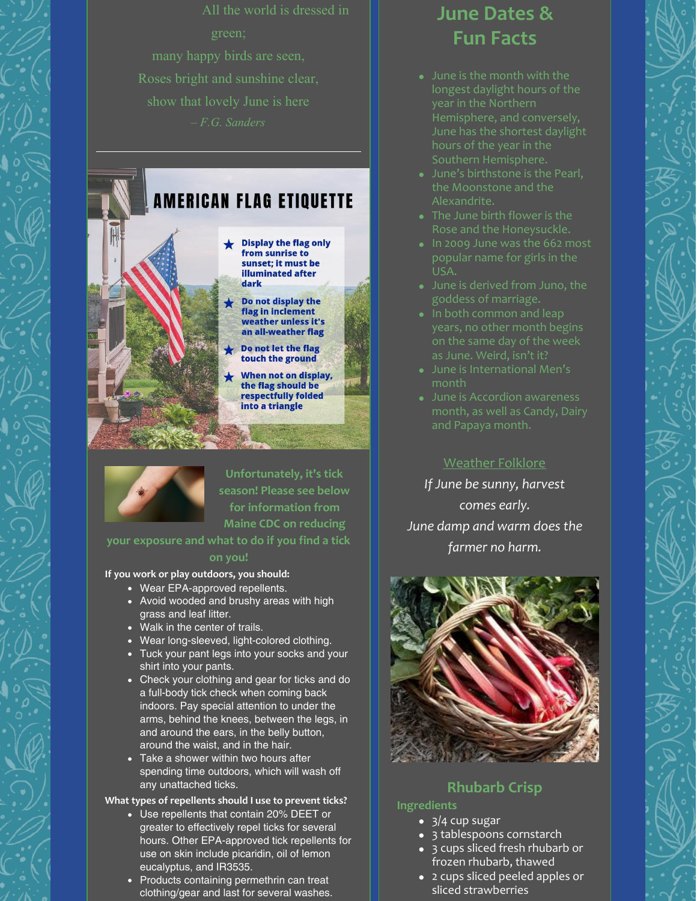All the world is dressed in green;
many happy birds are seen,
Roses bright and sunshine clear,
show that lovely June is here
– *F.G. Sanders*

---

## AMERICAN FLAG ETIQUETTE

- **Display the flag only from sunrise to sunset; it must be illuminated after dark**
- **Do not display the flag in inclement weather unless it's an all-weather flag**
- **Do not let the flag touch the ground**
- **When not on display, the flag should be respectfully folded into a triangle**

### Unfortunately, it's tick season! Please see below for information from Maine CDC on reducing your exposure and what to do if you find a tick on you!

**If you work or play outdoors, you should:**

- Wear EPA-approved repellents.
- Avoid wooded and brushy areas with high grass and leaf litter.
- Walk in the center of trails.
- Wear long-sleeved, light-colored clothing.
- Tuck your pant legs into your socks and your shirt into your pants.
- Check your clothing and gear for ticks and do a full-body tick check when coming back indoors. Pay special attention to under the arms, behind the knees, between the legs, in and around the ears, in the belly button, around the waist, and in the hair.
- Take a shower within two hours after spending time outdoors, which will wash off any unattached ticks.

**What types of repellents should I use to prevent ticks?**

- Use repellents that contain 20% DEET or greater to effectively repel ticks for several hours. Other EPA-approved tick repellents for use on skin include picaridin, oil of lemon eucalyptus, and IR3535.
- Products containing permethrin can treat clothing/gear and last for several washes.

## June Dates & Fun Facts

- June is the month with the longest daylight hours of the year in the Northern Hemisphere, and conversely, June has the shortest daylight hours of the year in the Southern Hemisphere.
- June's birthstone is the Pearl, the Moonstone and the Alexandrite.
- The June birth flower is the Rose and the Honeysuckle.
- In 2009 June was the 662 most popular name for girls in the USA.
- June is derived from Juno, the goddess of marriage.
- In both common and leap years, no other month begins on the same day of the week as June. Weird, isn't it?
- June is International Men's month
- June is Accordion awareness month, as well as Candy, Dairy and Papaya month.

### Weather Folklore

*If June be sunny, harvest comes early.*
*June damp and warm does the farmer no harm.*

## Rhubarb Crisp

**Ingredients**

- 3/4 cup sugar
- 3 tablespoons cornstarch
- 3 cups sliced fresh rhubarb or frozen rhubarb, thawed
- 2 cups sliced peeled apples or sliced strawberries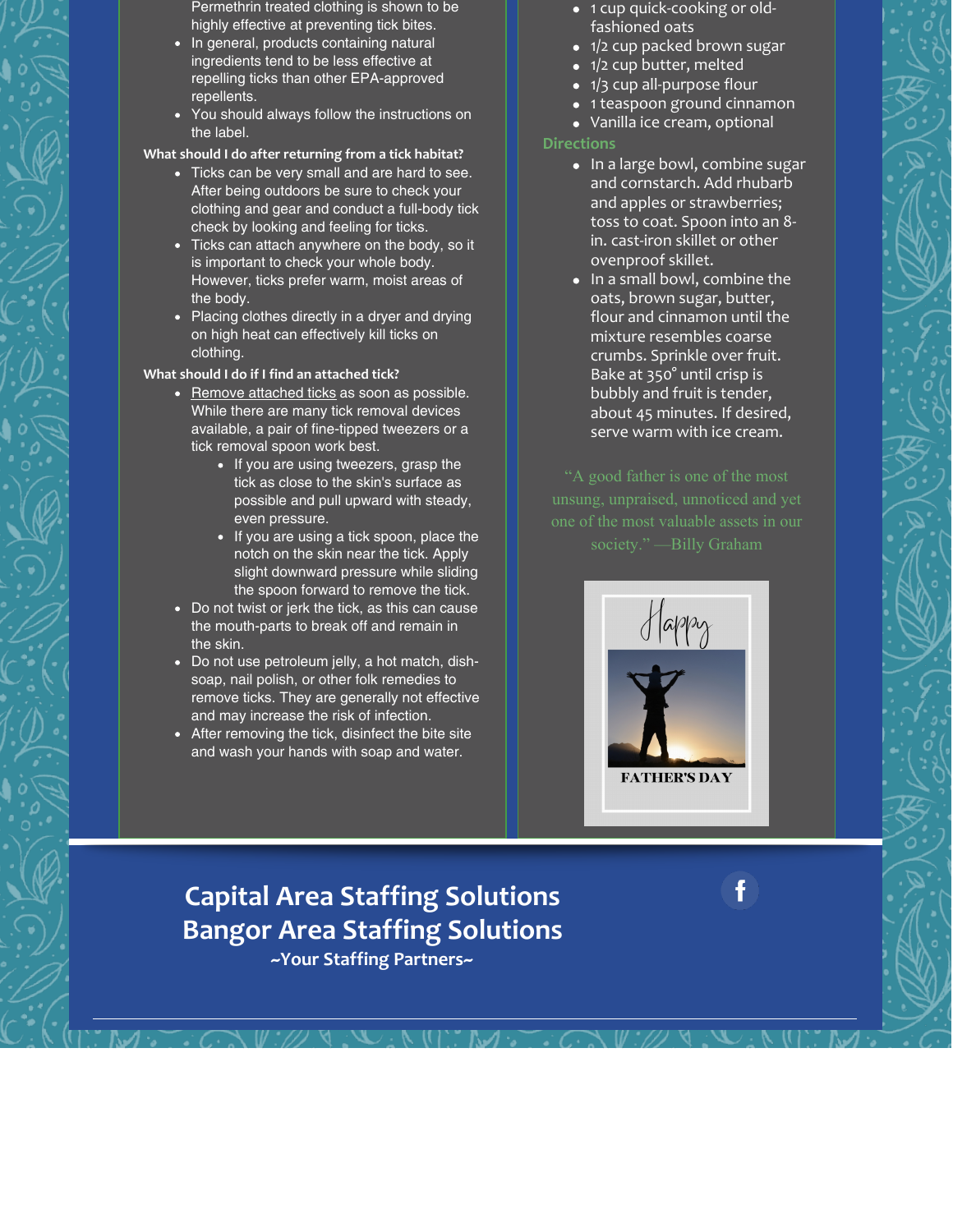- Permethrin treated clothing is shown to be highly effective at preventing tick bites.
- In general, products containing natural ingredients tend to be less effective at repelling ticks than other EPA-approved repellents.
- You should always follow the instructions on the label.

**What should I do after returning from a tick habitat?**

- Ticks can be very small and are hard to see. After being outdoors be sure to check your clothing and gear and conduct a full-body tick check by looking and feeling for ticks.
- Ticks can attach anywhere on the body, so it is important to check your whole body. However, ticks prefer warm, moist areas of the body.
- Placing clothes directly in a dryer and drying on high heat can effectively kill ticks on clothing.

**What should I do if I find an attached tick?**

- Remove attached ticks as soon as possible. While there are many tick removal devices available, a pair of fine-tipped tweezers or a tick removal spoon work best.
  - If you are using tweezers, grasp the tick as close to the skin's surface as possible and pull upward with steady, even pressure.
  - If you are using a tick spoon, place the notch on the skin near the tick. Apply slight downward pressure while sliding the spoon forward to remove the tick.
- Do not twist or jerk the tick, as this can cause the mouth-parts to break off and remain in the skin.
- Do not use petroleum jelly, a hot match, dish-soap, nail polish, or other folk remedies to remove ticks. They are generally not effective and may increase the risk of infection.
- After removing the tick, disinfect the bite site and wash your hands with soap and water.

- 1 cup quick-cooking or old-fashioned oats
- 1/2 cup packed brown sugar
- 1/2 cup butter, melted
- 1/3 cup all-purpose flour
- 1 teaspoon ground cinnamon
- Vanilla ice cream, optional

**Directions**

- In a large bowl, combine sugar and cornstarch. Add rhubarb and apples or strawberries; toss to coat. Spoon into an 8-in. cast-iron skillet or other ovenproof skillet.
- In a small bowl, combine the oats, brown sugar, butter, flour and cinnamon until the mixture resembles coarse crumbs. Sprinkle over fruit. Bake at 350° until crisp is bubbly and fruit is tender, about 45 minutes. If desired, serve warm with ice cream.

"A good father is one of the most unsung, unpraised, unnoticed and yet one of the most valuable assets in our society." —Billy Graham

Happy FATHER'S DAY

**Capital Area Staffing Solutions**
**Bangor Area Staffing Solutions**
**~Your Staffing Partners~**